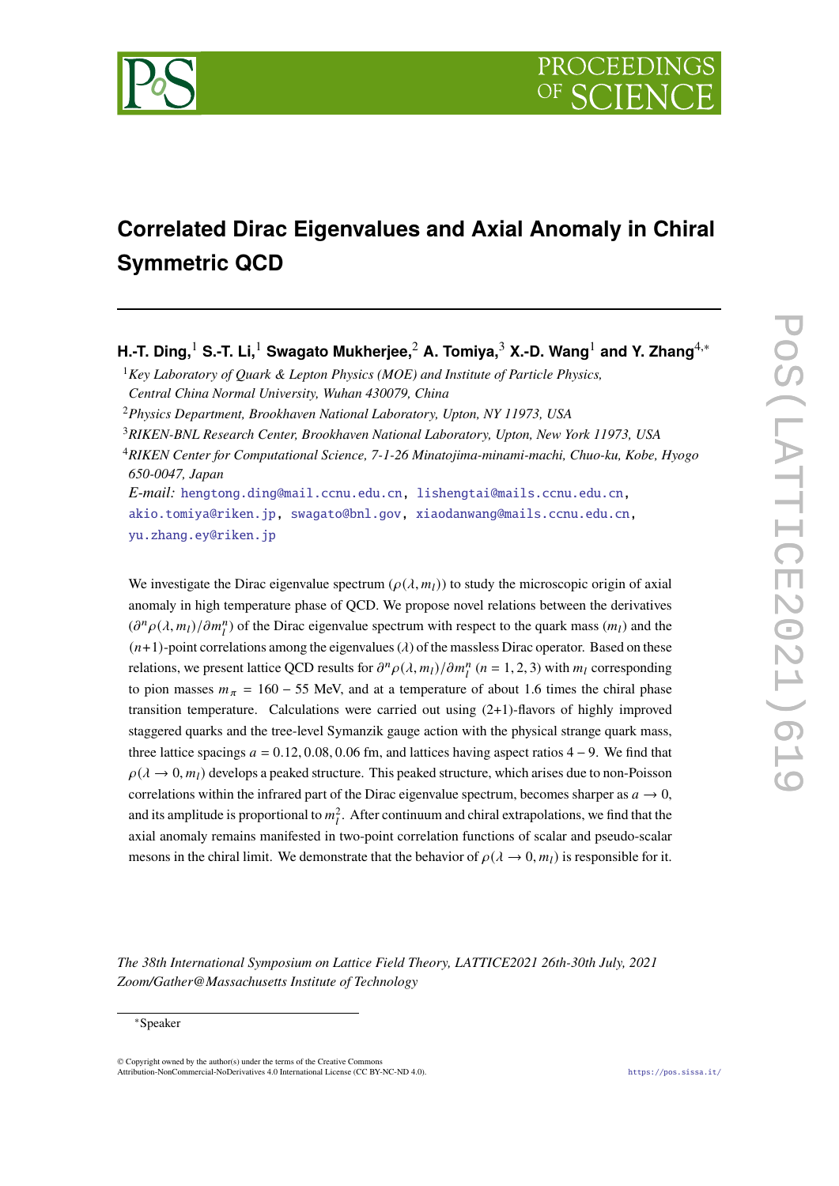# Correlated Dirac Eigenvalues and Axial Anomaly in Chiral Symmetric QCD

**H.-T. Ding,[1] S.-T. Li,[1] Swagato Mukherjee,[2] A. Tomiya,[3] X.-D. Wang[1] and Y. Zhang[4,*]**

[1] *Key Laboratory of Quark & Lepton Physics (MOE) and Institute of Particle Physics, Central China Normal University, Wuhan 430079, China*

[2] *Physics Department, Brookhaven National Laboratory, Upton, NY 11973, USA*

[3] *RIKEN-BNL Research Center, Brookhaven National Laboratory, Upton, New York 11973, USA*

[4] *RIKEN Center for Computational Science, 7-1-26 Minatojima-minami-machi, Chuo-ku, Kobe, Hyogo 650-0047, Japan*

*E-mail:* hengtong.ding@mail.ccnu.edu.cn, lishengtai@mails.ccnu.edu.cn, akio.tomiya@riken.jp, swagato@bnl.gov, xiaodanwang@mails.ccnu.edu.cn, yu.zhang.ey@riken.jp

We investigate the Dirac eigenvalue spectrum ($\rho(\lambda, m_l)$) to study the microscopic origin of axial anomaly in high temperature phase of QCD. We propose novel relations between the derivatives ($\partial^n \rho(\lambda, m_l)/\partial m_l^n$) of the Dirac eigenvalue spectrum with respect to the quark mass ($m_l$) and the ($n$+1)-point correlations among the eigenvalues ($\lambda$) of the massless Dirac operator. Based on these relations, we present lattice QCD results for $\partial^n \rho(\lambda, m_l)/\partial m_l^n$ ($n = 1, 2, 3$) with $m_l$ corresponding to pion masses $m_\pi = 160 - 55$ MeV, and at a temperature of about 1.6 times the chiral phase transition temperature. Calculations were carried out using (2+1)-flavors of highly improved staggered quarks and the tree-level Symanzik gauge action with the physical strange quark mass, three lattice spacings $a = 0.12, 0.08, 0.06$ fm, and lattices having aspect ratios $4 - 9$. We find that $\rho(\lambda \to 0, m_l)$ develops a peaked structure. This peaked structure, which arises due to non-Poisson correlations within the infrared part of the Dirac eigenvalue spectrum, becomes sharper as $a \to 0$, and its amplitude is proportional to $m_l^2$. After continuum and chiral extrapolations, we find that the axial anomaly remains manifested in two-point correlation functions of scalar and pseudo-scalar mesons in the chiral limit. We demonstrate that the behavior of $\rho(\lambda \to 0, m_l)$ is responsible for it.

*The 38th International Symposium on Lattice Field Theory, LATTICE2021 26th-30th July, 2021 Zoom/Gather@Massachusetts Institute of Technology*

*Speaker

© Copyright owned by the author(s) under the terms of the Creative Commons Attribution-NonCommercial-NoDerivatives 4.0 International License (CC BY-NC-ND 4.0).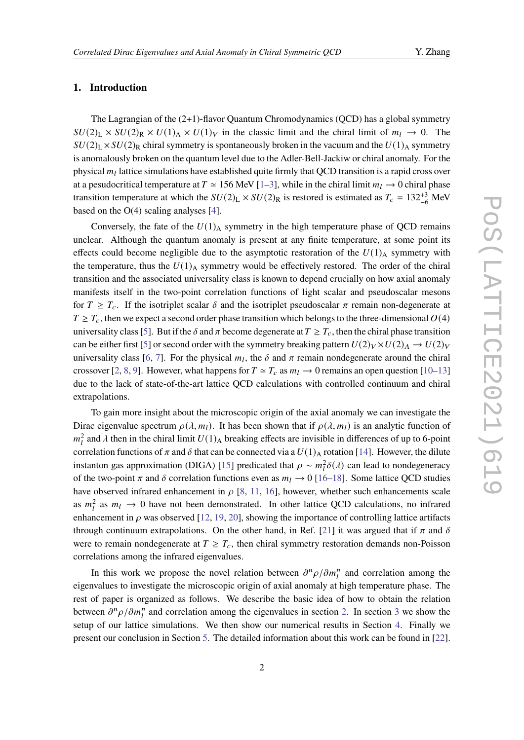## 1. Introduction

The Lagrangian of the (2+1)-flavor Quantum Chromodynamics (QCD) has a global symmetry $SU(2)_{\rm L} \times SU(2)_{\rm R} \times U(1)_{\rm A} \times U(1)_V$ in the classic limit and the chiral limit of $m_l \to 0$. The $SU(2)_{\rm L} \times SU(2)_{\rm R}$ chiral symmetry is spontaneously broken in the vacuum and the $U(1)_{\rm A}$ symmetry is anomalously broken on the quantum level due to the Adler-Bell-Jackiw or chiral anomaly. For the physical $m_l$ lattice simulations have established quite firmly that QCD transition is a rapid cross over at a pesudocritical temperature at $T \simeq 156$ MeV [1–3], while in the chiral limit $m_l \to 0$ chiral phase transition temperature at which the $SU(2)_{\rm L} \times SU(2)_{\rm R}$ is restored is estimated as $T_c = 132^{+3}_{-6}$ MeV based on the O(4) scaling analyses [4].

Conversely, the fate of the $U(1)_{\rm A}$ symmetry in the high temperature phase of QCD remains unclear. Although the quantum anomaly is present at any finite temperature, at some point its effects could become negligible due to the asymptotic restoration of the $U(1)_{\rm A}$ symmetry with the temperature, thus the $U(1)_{\rm A}$ symmetry would be effectively restored. The order of the chiral transition and the associated universality class is known to depend crucially on how axial anomaly manifests itself in the two-point correlation functions of light scalar and pseudoscalar mesons for $T \geq T_c$. If the isotriplet scalar $\delta$ and the isotriplet pseudoscalar $\pi$ remain non-degenerate at $T \geq T_c$, then we expect a second order phase transition which belongs to the three-dimensional $O(4)$ universality class [5]. But if the $\delta$ and $\pi$ become degenerate at $T \geq T_c$, then the chiral phase transition can be either first [5] or second order with the symmetry breaking pattern $U(2)_V \times U(2)_A \to U(2)_V$ universality class [6, 7]. For the physical $m_l$, the $\delta$ and $\pi$ remain nondegenerate around the chiral crossover [2, 8, 9]. However, what happens for $T \simeq T_c$ as $m_l \to 0$ remains an open question [10–13] due to the lack of state-of-the-art lattice QCD calculations with controlled continuum and chiral extrapolations.

To gain more insight about the microscopic origin of the axial anomaly we can investigate the Dirac eigenvalue spectrum $\rho(\lambda, m_l)$. It has been shown that if $\rho(\lambda, m_l)$ is an analytic function of $m_l^2$ and $\lambda$ then in the chiral limit $U(1)_{\rm A}$ breaking effects are invisible in differences of up to 6-point correlation functions of $\pi$ and $\delta$ that can be connected via a $U(1)_{\rm A}$ rotation [14]. However, the dilute instanton gas approximation (DIGA) [15] predicated that $\rho \sim m_l^2 \delta(\lambda)$ can lead to nondegeneracy of the two-point $\pi$ and $\delta$ correlation functions even as $m_l \to 0$ [16–18]. Some lattice QCD studies have observed infrared enhancement in $\rho$ [8, 11, 16], however, whether such enhancements scale as $m_l^2$ as $m_l \to 0$ have not been demonstrated. In other lattice QCD calculations, no infrared enhancement in $\rho$ was observed [12, 19, 20], showing the importance of controlling lattice artifacts through continuum extrapolations. On the other hand, in Ref. [21] it was argued that if $\pi$ and $\delta$ were to remain nondegenerate at $T \geq T_c$, then chiral symmetry restoration demands non-Poisson correlations among the infrared eigenvalues.

In this work we propose the novel relation between $\partial^n \rho / \partial m_l^n$ and correlation among the eigenvalues to investigate the microscopic origin of axial anomaly at high temperature phase. The rest of paper is organized as follows. We describe the basic idea of how to obtain the relation between $\partial^n \rho / \partial m_l^n$ and correlation among the eigenvalues in section 2. In section 3 we show the setup of our lattice simulations. We then show our numerical results in Section 4. Finally we present our conclusion in Section 5. The detailed information about this work can be found in [22].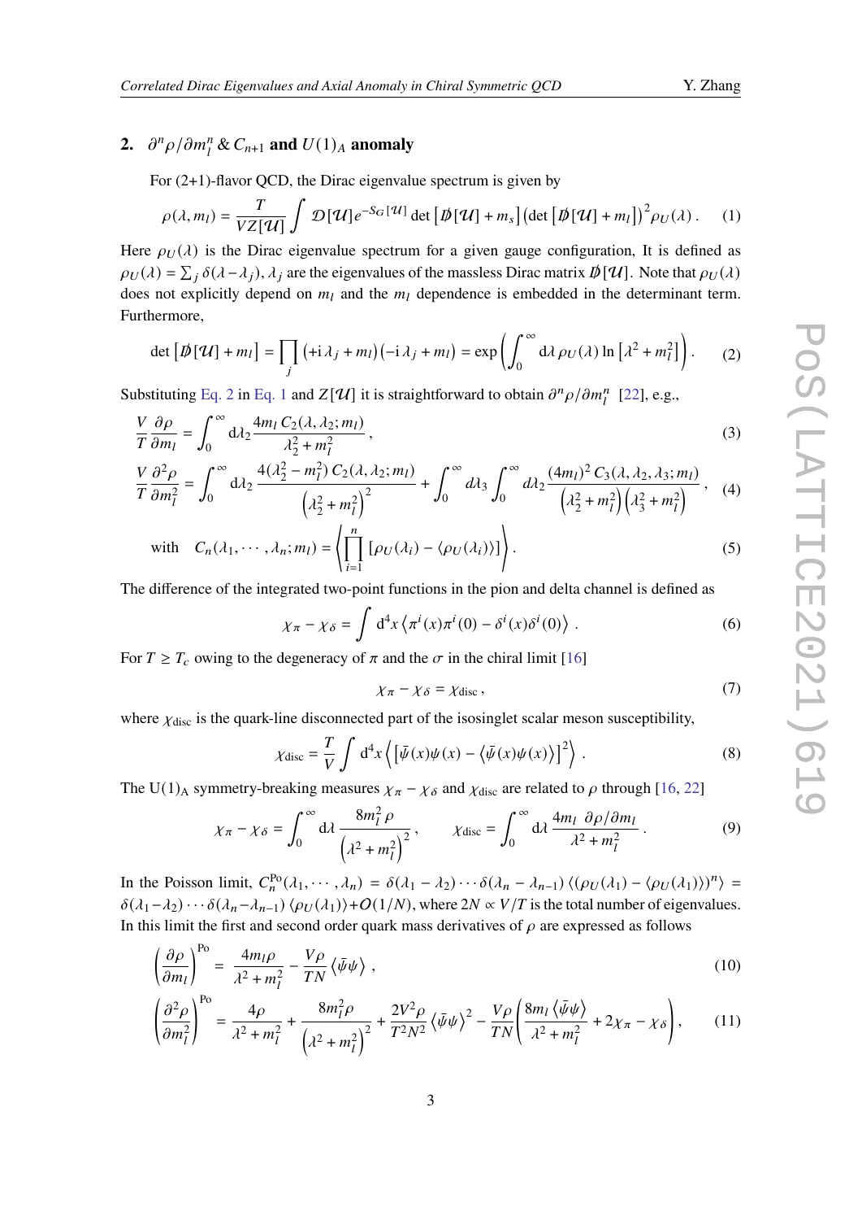## 2. $\partial^n \rho / \partial m_l^n$ & $C_{n+1}$ and $U(1)_A$ anomaly

For (2+1)-flavor QCD, the Dirac eigenvalue spectrum is given by

$$\rho(\lambda, m_l) = \frac{T}{VZ[\mathcal{U}]} \int \mathcal{D}[\mathcal{U}] e^{-S_G[\mathcal{U}]} \det\left[\not{D}[\mathcal{U}] + m_s\right] \left(\det\left[\not{D}[\mathcal{U}] + m_l\right]\right)^2 \rho_U(\lambda) \,. \tag{1}$$

Here $\rho_U(\lambda)$ is the Dirac eigenvalue spectrum for a given gauge configuration, It is defined as $\rho_U(\lambda) = \sum_j \delta(\lambda - \lambda_j)$, $\lambda_j$ are the eigenvalues of the massless Dirac matrix $\not{D}[\mathcal{U}]$. Note that $\rho_U(\lambda)$ does not explicitly depend on $m_l$ and the $m_l$ dependence is embedded in the determinant term. Furthermore,

$$\det\left[\not{D}[\mathcal{U}] + m_l\right] = \prod_j \left(+\mathrm{i}\,\lambda_j + m_l\right)\left(-\mathrm{i}\,\lambda_j + m_l\right) = \exp\left(\int_0^\infty \mathrm{d}\lambda\, \rho_U(\lambda) \ln\left[\lambda^2 + m_l^2\right]\right). \tag{2}$$

Substituting Eq. 2 in Eq. 1 and $Z[\mathcal{U}]$ it is straightforward to obtain $\partial^n \rho / \partial m_l^n$ [22], e.g.,

$$\frac{V}{T}\frac{\partial \rho}{\partial m_l} = \int_0^\infty \mathrm{d}\lambda_2 \frac{4m_l\, C_2(\lambda, \lambda_2; m_l)}{\lambda_2^2 + m_l^2}\,, \tag{3}$$

$$\frac{V}{T}\frac{\partial^2 \rho}{\partial m_l^2} = \int_0^\infty \mathrm{d}\lambda_2 \frac{4(\lambda_2^2 - m_l^2)\, C_2(\lambda, \lambda_2; m_l)}{\left(\lambda_2^2 + m_l^2\right)^2} + \int_0^\infty d\lambda_3 \int_0^\infty d\lambda_2 \frac{(4m_l)^2\, C_3(\lambda, \lambda_2, \lambda_3; m_l)}{\left(\lambda_2^2 + m_l^2\right)\left(\lambda_3^2 + m_l^2\right)}\,, \tag{4}$$

$$\text{with} \quad C_n(\lambda_1, \cdots, \lambda_n; m_l) = \left\langle \prod_{i=1}^n \left[\rho_U(\lambda_i) - \langle \rho_U(\lambda_i) \rangle\right] \right\rangle. \tag{5}$$

The difference of the integrated two-point functions in the pion and delta channel is defined as

$$\chi_\pi - \chi_\delta = \int \mathrm{d}^4 x \left\langle \pi^i(x)\pi^i(0) - \delta^i(x)\delta^i(0) \right\rangle \,. \tag{6}$$

For $T \geq T_c$ owing to the degeneracy of $\pi$ and the $\sigma$ in the chiral limit [16]

$$\chi_\pi - \chi_\delta = \chi_{\mathrm{disc}}\,, \tag{7}$$

where $\chi_{\mathrm{disc}}$ is the quark-line disconnected part of the isosinglet scalar meson susceptibility,

$$\chi_{\mathrm{disc}} = \frac{T}{V} \int \mathrm{d}^4 x \left\langle \left[\bar{\psi}(x)\psi(x) - \left\langle \bar{\psi}(x)\psi(x) \right\rangle\right]^2 \right\rangle \,. \tag{8}$$

The $\mathrm{U(1)_A}$ symmetry-breaking measures $\chi_\pi - \chi_\delta$ and $\chi_{\mathrm{disc}}$ are related to $\rho$ through [16, 22]

$$\chi_\pi - \chi_\delta = \int_0^\infty \mathrm{d}\lambda \frac{8m_l^2\, \rho}{\left(\lambda^2 + m_l^2\right)^2}\,, \qquad \chi_{\mathrm{disc}} = \int_0^\infty \mathrm{d}\lambda \frac{4m_l\ \partial\rho/\partial m_l}{\lambda^2 + m_l^2}\,. \tag{9}$$

In the Poisson limit, $C_n^{\mathrm{Po}}(\lambda_1, \cdots, \lambda_n) = \delta(\lambda_1 - \lambda_2) \cdots \delta(\lambda_n - \lambda_{n-1}) \left\langle (\rho_U(\lambda_1) - \langle \rho_U(\lambda_1) \rangle)^n \right\rangle = \delta(\lambda_1 - \lambda_2) \cdots \delta(\lambda_n - \lambda_{n-1}) \left\langle \rho_U(\lambda_1) \right\rangle + \mathcal{O}(1/N)$, where $2N \propto V/T$ is the total number of eigenvalues. In this limit the first and second order quark mass derivatives of $\rho$ are expressed as follows

$$\left(\frac{\partial \rho}{\partial m_l}\right)^{\mathrm{Po}} = \frac{4m_l \rho}{\lambda^2 + m_l^2} - \frac{V\rho}{TN}\left\langle \bar{\psi}\psi \right\rangle\,, \tag{10}$$

$$\left(\frac{\partial^2 \rho}{\partial m_l^2}\right)^{\mathrm{Po}} = \frac{4\rho}{\lambda^2 + m_l^2} + \frac{8m_l^2 \rho}{\left(\lambda^2 + m_l^2\right)^2} + \frac{2V^2\rho}{T^2N^2}\left\langle \bar{\psi}\psi \right\rangle^2 - \frac{V\rho}{TN}\left(\frac{8m_l \left\langle \bar{\psi}\psi \right\rangle}{\lambda^2 + m_l^2} + 2\chi_\pi - \chi_\delta\right), \tag{11}$$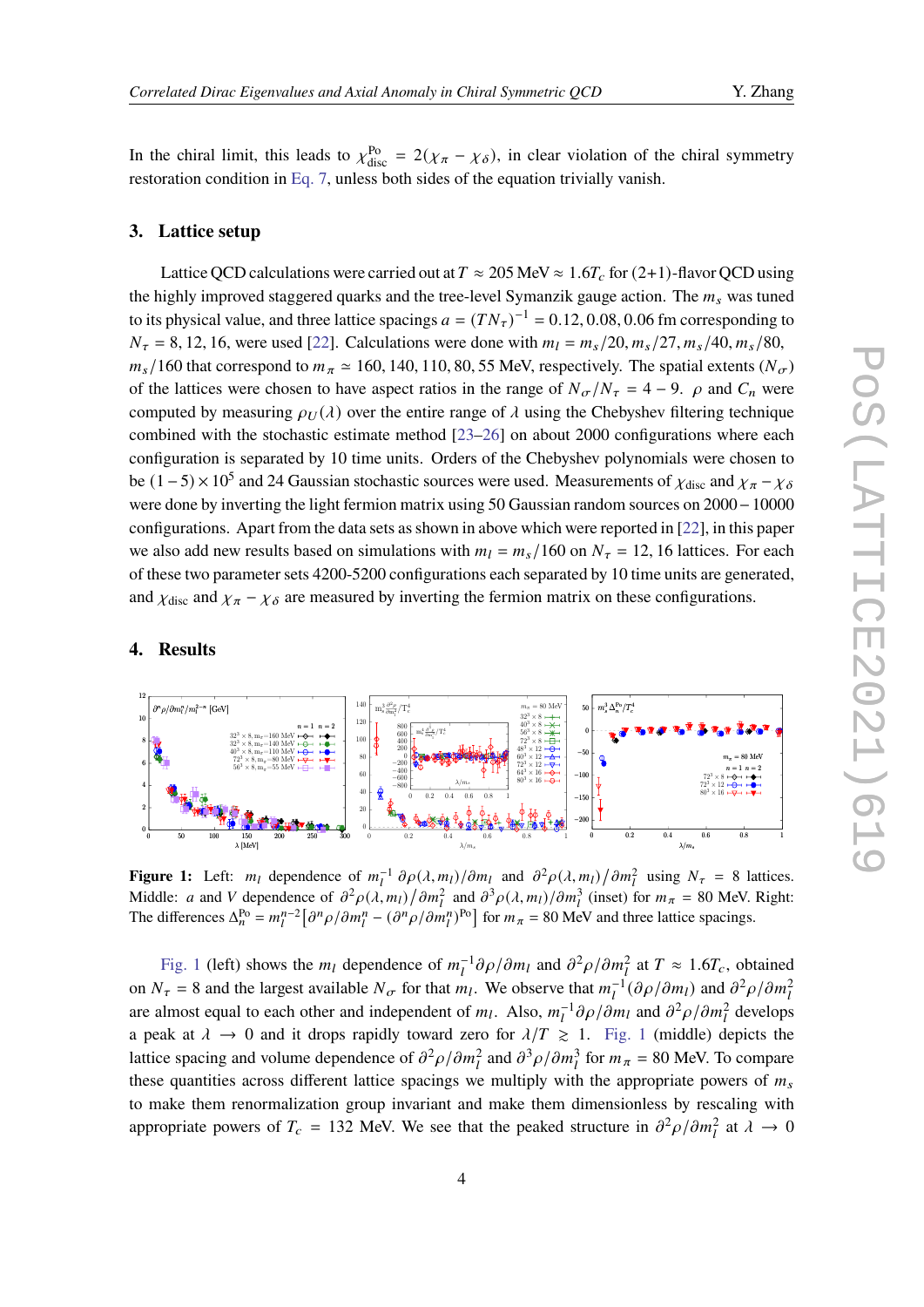In the chiral limit, this leads to $\chi_{\rm disc}^{\rm Po} = 2(\chi_\pi - \chi_\delta)$, in clear violation of the chiral symmetry restoration condition in Eq. 7, unless both sides of the equation trivially vanish.

## 3. Lattice setup

Lattice QCD calculations were carried out at $T \approx 205$ MeV $\approx 1.6T_c$ for (2+1)-flavor QCD using the highly improved staggered quarks and the tree-level Symanzik gauge action. The $m_s$ was tuned to its physical value, and three lattice spacings $a = (TN_\tau)^{-1} = 0.12, 0.08, 0.06$ fm corresponding to $N_\tau = 8, 12, 16$, were used [22]. Calculations were done with $m_l = m_s/20, m_s/27, m_s/40, m_s/80, m_s/160$ that correspond to $m_\pi \simeq 160, 140, 110, 80, 55$ MeV, respectively. The spatial extents ($N_\sigma$) of the lattices were chosen to have aspect ratios in the range of $N_\sigma/N_\tau = 4 - 9$. $\rho$ and $C_n$ were computed by measuring $\rho_U(\lambda)$ over the entire range of $\lambda$ using the Chebyshev filtering technique combined with the stochastic estimate method [23–26] on about 2000 configurations where each configuration is separated by 10 time units. Orders of the Chebyshev polynomials were chosen to be $(1-5)\times 10^5$ and 24 Gaussian stochastic sources were used. Measurements of $\chi_{\rm disc}$ and $\chi_\pi - \chi_\delta$ were done by inverting the light fermion matrix using 50 Gaussian random sources on $2000-10000$ configurations. Apart from the data sets as shown in above which were reported in [22], in this paper we also add new results based on simulations with $m_l = m_s/160$ on $N_\tau = 12, 16$ lattices. For each of these two parameter sets 4200-5200 configurations each separated by 10 time units are generated, and $\chi_{\rm disc}$ and $\chi_\pi - \chi_\delta$ are measured by inverting the fermion matrix on these configurations.

## 4. Results

**Figure 1:** Left: $m_l$ dependence of $m_l^{-1}\,\partial\rho(\lambda, m_l)/\partial m_l$ and $\partial^2\rho(\lambda, m_l)/\partial m_l^2$ using $N_\tau = 8$ lattices. Middle: $a$ and $V$ dependence of $\partial^2\rho(\lambda, m_l)/\partial m_l^2$ and $\partial^3\rho(\lambda, m_l)/\partial m_l^3$ (inset) for $m_\pi = 80$ MeV. Right: The differences $\Delta_n^{\rm Po} = m_l^{n-2}\left[\partial^n\rho/\partial m_l^n - (\partial^n\rho/\partial m_l^n)^{\rm Po}\right]$ for $m_\pi = 80$ MeV and three lattice spacings.

Fig. 1 (left) shows the $m_l$ dependence of $m_l^{-1}\partial\rho/\partial m_l$ and $\partial^2\rho/\partial m_l^2$ at $T \approx 1.6T_c$, obtained on $N_\tau = 8$ and the largest available $N_\sigma$ for that $m_l$. We observe that $m_l^{-1}(\partial\rho/\partial m_l)$ and $\partial^2\rho/\partial m_l^2$ are almost equal to each other and independent of $m_l$. Also, $m_l^{-1}\partial\rho/\partial m_l$ and $\partial^2\rho/\partial m_l^2$ develops a peak at $\lambda \to 0$ and it drops rapidly toward zero for $\lambda/T \gtrsim 1$. Fig. 1 (middle) depicts the lattice spacing and volume dependence of $\partial^2\rho/\partial m_l^2$ and $\partial^3\rho/\partial m_l^3$ for $m_\pi = 80$ MeV. To compare these quantities across different lattice spacings we multiply with the appropriate powers of $m_s$ to make them renormalization group invariant and make them dimensionless by rescaling with appropriate powers of $T_c = 132$ MeV. We see that the peaked structure in $\partial^2\rho/\partial m_l^2$ at $\lambda \to 0$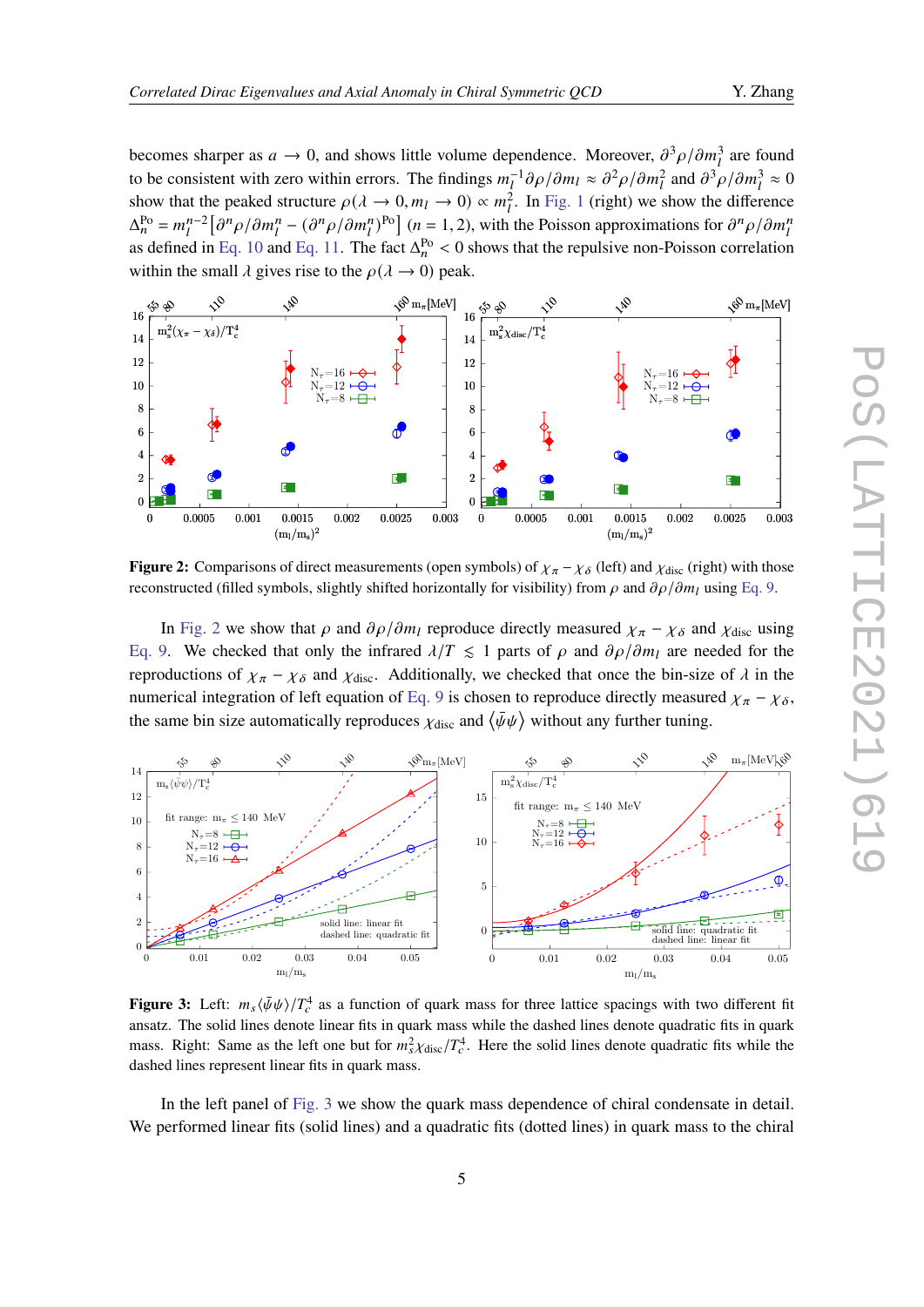becomes sharper as $a \to 0$, and shows little volume dependence. Moreover, $\partial^3\rho/\partial m_l^3$ are found to be consistent with zero within errors. The findings $m_l^{-1}\partial\rho/\partial m_l \approx \partial^2\rho/\partial m_l^2$ and $\partial^3\rho/\partial m_l^3 \approx 0$ show that the peaked structure $\rho(\lambda \to 0, m_l \to 0) \propto m_l^2$. In Fig. 1 (right) we show the difference $\Delta_n^{\rm Po} = m_l^{n-2}\left[\partial^n\rho/\partial m_l^n - (\partial^n\rho/\partial m_l^n)^{\rm Po}\right]$ $(n = 1, 2)$, with the Poisson approximations for $\partial^n\rho/\partial m_l^n$ as defined in Eq. 10 and Eq. 11. The fact $\Delta_n^{\rm Po} < 0$ shows that the repulsive non-Poisson correlation within the small $\lambda$ gives rise to the $\rho(\lambda \to 0)$ peak.

**Figure 2:** Comparisons of direct measurements (open symbols) of $\chi_\pi - \chi_\delta$ (left) and $\chi_{\rm disc}$ (right) with those reconstructed (filled symbols, slightly shifted horizontally for visibility) from $\rho$ and $\partial\rho/\partial m_l$ using Eq. 9.

In Fig. 2 we show that $\rho$ and $\partial\rho/\partial m_l$ reproduce directly measured $\chi_\pi - \chi_\delta$ and $\chi_{\rm disc}$ using Eq. 9. We checked that only the infrared $\lambda/T \lesssim 1$ parts of $\rho$ and $\partial\rho/\partial m_l$ are needed for the reproductions of $\chi_\pi - \chi_\delta$ and $\chi_{\rm disc}$. Additionally, we checked that once the bin-size of $\lambda$ in the numerical integration of left equation of Eq. 9 is chosen to reproduce directly measured $\chi_\pi - \chi_\delta$, the same bin size automatically reproduces $\chi_{\rm disc}$ and $\langle\bar\psi\psi\rangle$ without any further tuning.

**Figure 3:** Left: $m_s\langle\bar\psi\psi\rangle/T_c^4$ as a function of quark mass for three lattice spacings with two different fit ansatz. The solid lines denote linear fits in quark mass while the dashed lines denote quadratic fits in quark mass. Right: Same as the left one but for $m_s^2\chi_{\rm disc}/T_c^4$. Here the solid lines denote quadratic fits while the dashed lines represent linear fits in quark mass.

In the left panel of Fig. 3 we show the quark mass dependence of chiral condensate in detail. We performed linear fits (solid lines) and a quadratic fits (dotted lines) in quark mass to the chiral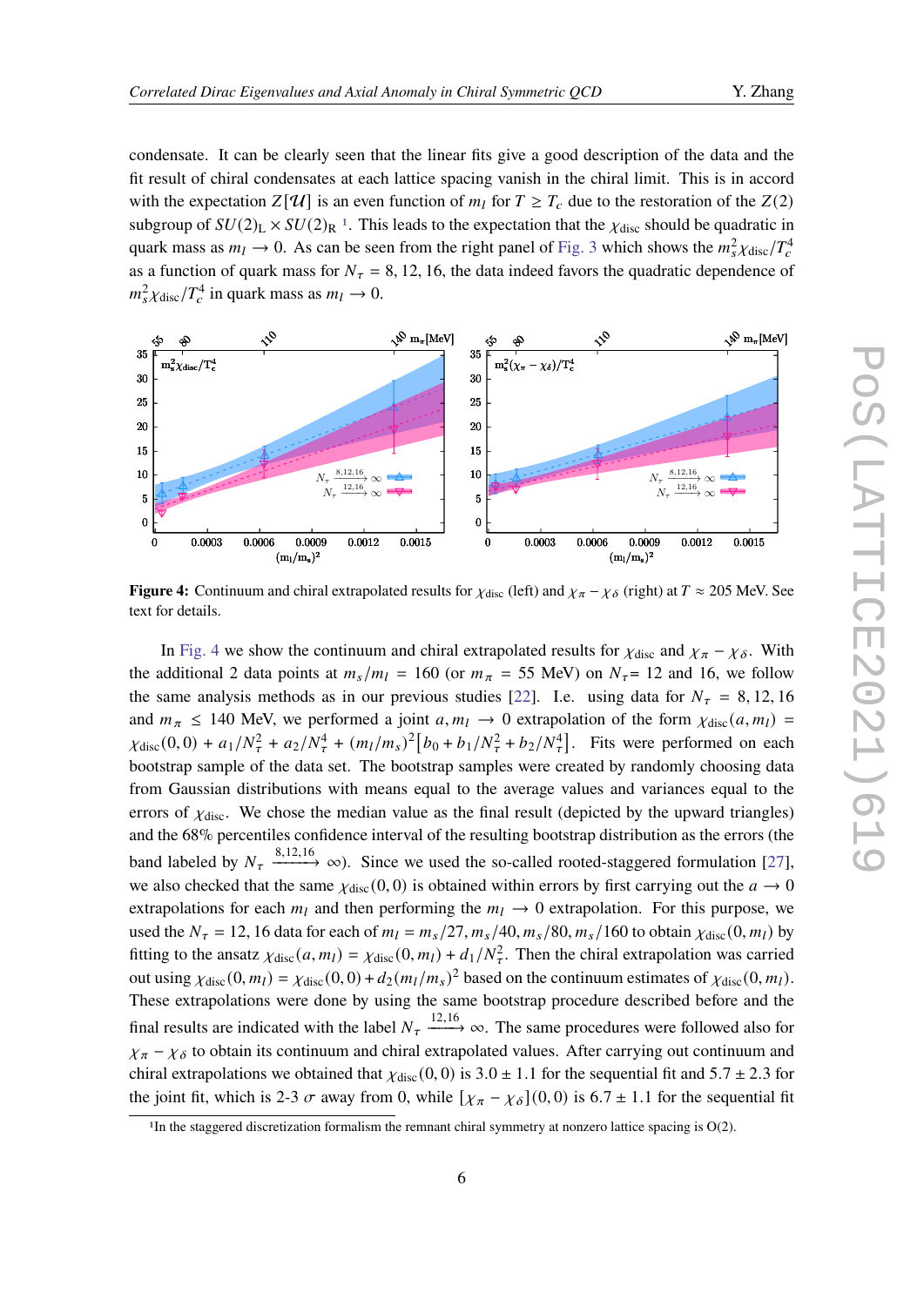condensate. It can be clearly seen that the linear fits give a good description of the data and the fit result of chiral condensates at each lattice spacing vanish in the chiral limit. This is in accord with the expectation $Z[\mathcal{U}]$ is an even function of $m_l$ for $T \geq T_c$ due to the restoration of the $Z(2)$ subgroup of $SU(2)_L \times SU(2)_R$ [1]. This leads to the expectation that the $\chi_{\rm disc}$ should be quadratic in quark mass as $m_l \to 0$. As can be seen from the right panel of Fig. 3 which shows the $m_s^2\chi_{\rm disc}/T_c^4$ as a function of quark mass for $N_\tau = 8, 12, 16$, the data indeed favors the quadratic dependence of $m_s^2\chi_{\rm disc}/T_c^4$ in quark mass as $m_l \to 0$.

**Figure 4:** Continuum and chiral extrapolated results for $\chi_{\rm disc}$ (left) and $\chi_\pi - \chi_\delta$ (right) at $T \approx 205$ MeV. See text for details.

In Fig. 4 we show the continuum and chiral extrapolated results for $\chi_{\rm disc}$ and $\chi_\pi - \chi_\delta$. With the additional 2 data points at $m_s/m_l = 160$ (or $m_\pi = 55$ MeV) on $N_\tau$= 12 and 16, we follow the same analysis methods as in our previous studies [22]. I.e. using data for $N_\tau = 8, 12, 16$ and $m_\pi \leq 140$ MeV, we performed a joint $a, m_l \to 0$ extrapolation of the form $\chi_{\rm disc}(a, m_l) = \chi_{\rm disc}(0,0) + a_1/N_\tau^2 + a_2/N_\tau^4 + (m_l/m_s)^2\left[b_0 + b_1/N_\tau^2 + b_2/N_\tau^4\right]$. Fits were performed on each bootstrap sample of the data set. The bootstrap samples were created by randomly choosing data from Gaussian distributions with means equal to the average values and variances equal to the errors of $\chi_{\rm disc}$. We chose the median value as the final result (depicted by the upward triangles) and the 68% percentiles confidence interval of the resulting bootstrap distribution as the errors (the band labeled by $N_\tau \xrightarrow{8,12,16} \infty$). Since we used the so-called rooted-staggered formulation [27], we also checked that the same $\chi_{\rm disc}(0,0)$ is obtained within errors by first carrying out the $a \to 0$ extrapolations for each $m_l$ and then performing the $m_l \to 0$ extrapolation. For this purpose, we used the $N_\tau = 12, 16$ data for each of $m_l = m_s/27, m_s/40, m_s/80, m_s/160$ to obtain $\chi_{\rm disc}(0, m_l)$ by fitting to the ansatz $\chi_{\rm disc}(a, m_l) = \chi_{\rm disc}(0, m_l) + d_1/N_\tau^2$. Then the chiral extrapolation was carried out using $\chi_{\rm disc}(0, m_l) = \chi_{\rm disc}(0,0) + d_2(m_l/m_s)^2$ based on the continuum estimates of $\chi_{\rm disc}(0, m_l)$. These extrapolations were done by using the same bootstrap procedure described before and the final results are indicated with the label $N_\tau \xrightarrow{12,16} \infty$. The same procedures were followed also for $\chi_\pi - \chi_\delta$ to obtain its continuum and chiral extrapolated values. After carrying out continuum and chiral extrapolations we obtained that $\chi_{\rm disc}(0,0)$ is $3.0 \pm 1.1$ for the sequential fit and $5.7 \pm 2.3$ for the joint fit, which is 2-3 $\sigma$ away from 0, while $[\chi_\pi - \chi_\delta](0,0)$ is $6.7 \pm 1.1$ for the sequential fit

[1]In the staggered discretization formalism the remnant chiral symmetry at nonzero lattice spacing is O(2).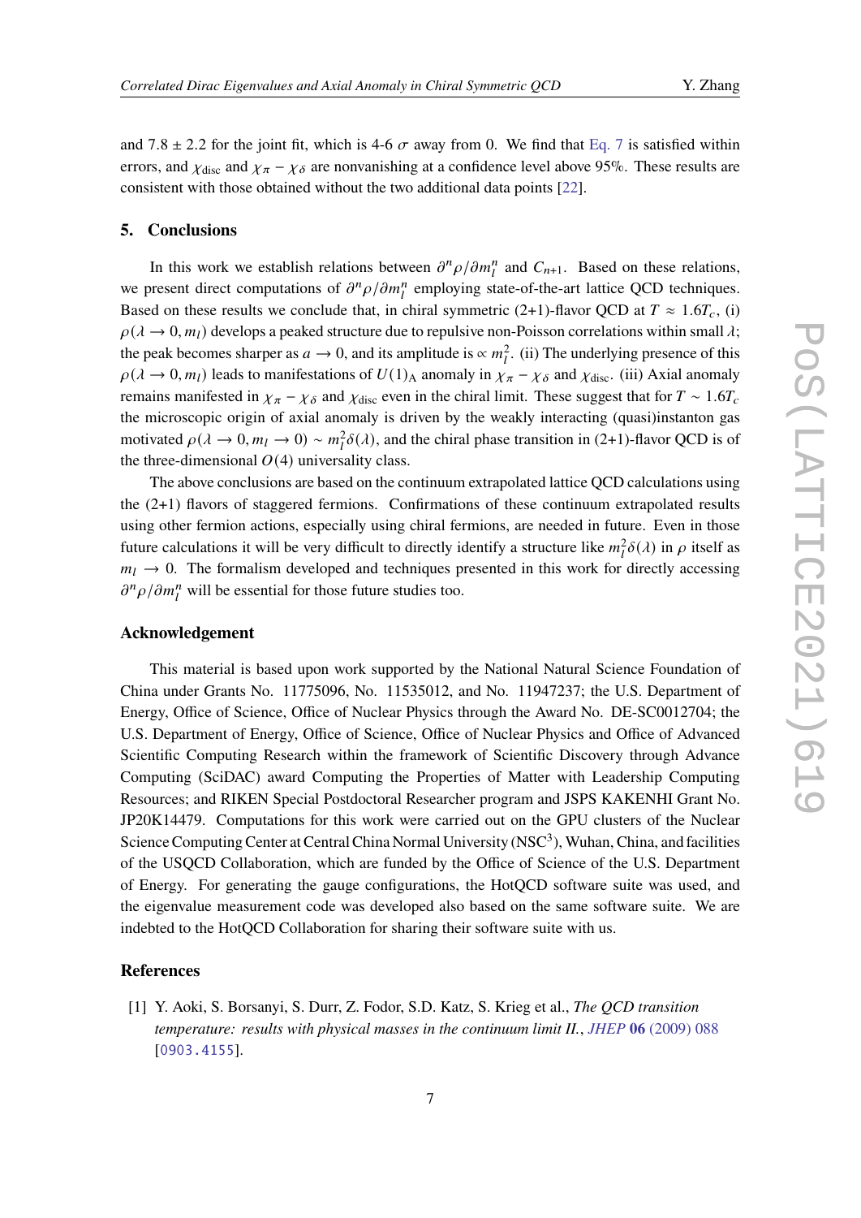and 7.8 ± 2.2 for the joint fit, which is 4-6 $\sigma$ away from 0. We find that Eq. 7 is satisfied within errors, and $\chi_{\rm disc}$ and $\chi_\pi - \chi_\delta$ are nonvanishing at a confidence level above 95%. These results are consistent with those obtained without the two additional data points [22].

## 5. Conclusions

In this work we establish relations between $\partial^n \rho / \partial m_l^n$ and $C_{n+1}$. Based on these relations, we present direct computations of $\partial^n \rho / \partial m_l^n$ employing state-of-the-art lattice QCD techniques. Based on these results we conclude that, in chiral symmetric (2+1)-flavor QCD at $T \approx 1.6 T_c$, (i) $\rho(\lambda \to 0, m_l)$ develops a peaked structure due to repulsive non-Poisson correlations within small $\lambda$; the peak becomes sharper as $a \to 0$, and its amplitude is $\propto m_l^2$. (ii) The underlying presence of this $\rho(\lambda \to 0, m_l)$ leads to manifestations of $U(1)_{\rm A}$ anomaly in $\chi_\pi - \chi_\delta$ and $\chi_{\rm disc}$. (iii) Axial anomaly remains manifested in $\chi_\pi - \chi_\delta$ and $\chi_{\rm disc}$ even in the chiral limit. These suggest that for $T \sim 1.6 T_c$ the microscopic origin of axial anomaly is driven by the weakly interacting (quasi)instanton gas motivated $\rho(\lambda \to 0, m_l \to 0) \sim m_l^2 \delta(\lambda)$, and the chiral phase transition in (2+1)-flavor QCD is of the three-dimensional $O(4)$ universality class.

The above conclusions are based on the continuum extrapolated lattice QCD calculations using the (2+1) flavors of staggered fermions. Confirmations of these continuum extrapolated results using other fermion actions, especially using chiral fermions, are needed in future. Even in those future calculations it will be very difficult to directly identify a structure like $m_l^2 \delta(\lambda)$ in $\rho$ itself as $m_l \to 0$. The formalism developed and techniques presented in this work for directly accessing $\partial^n \rho / \partial m_l^n$ will be essential for those future studies too.

## Acknowledgement

This material is based upon work supported by the National Natural Science Foundation of China under Grants No. 11775096, No. 11535012, and No. 11947237; the U.S. Department of Energy, Office of Science, Office of Nuclear Physics through the Award No. DE-SC0012704; the U.S. Department of Energy, Office of Science, Office of Nuclear Physics and Office of Advanced Scientific Computing Research within the framework of Scientific Discovery through Advance Computing (SciDAC) award Computing the Properties of Matter with Leadership Computing Resources; and RIKEN Special Postdoctoral Researcher program and JSPS KAKENHI Grant No. JP20K14479. Computations for this work were carried out on the GPU clusters of the Nuclear Science Computing Center at Central China Normal University (NSC$^3$), Wuhan, China, and facilities of the USQCD Collaboration, which are funded by the Office of Science of the U.S. Department of Energy. For generating the gauge configurations, the HotQCD software suite was used, and the eigenvalue measurement code was developed also based on the same software suite. We are indebted to the HotQCD Collaboration for sharing their software suite with us.

## References

[1] Y. Aoki, S. Borsanyi, S. Durr, Z. Fodor, S.D. Katz, S. Krieg et al., *The QCD transition temperature: results with physical masses in the continuum limit II.*, *JHEP* **06** (2009) 088 [0903.4155].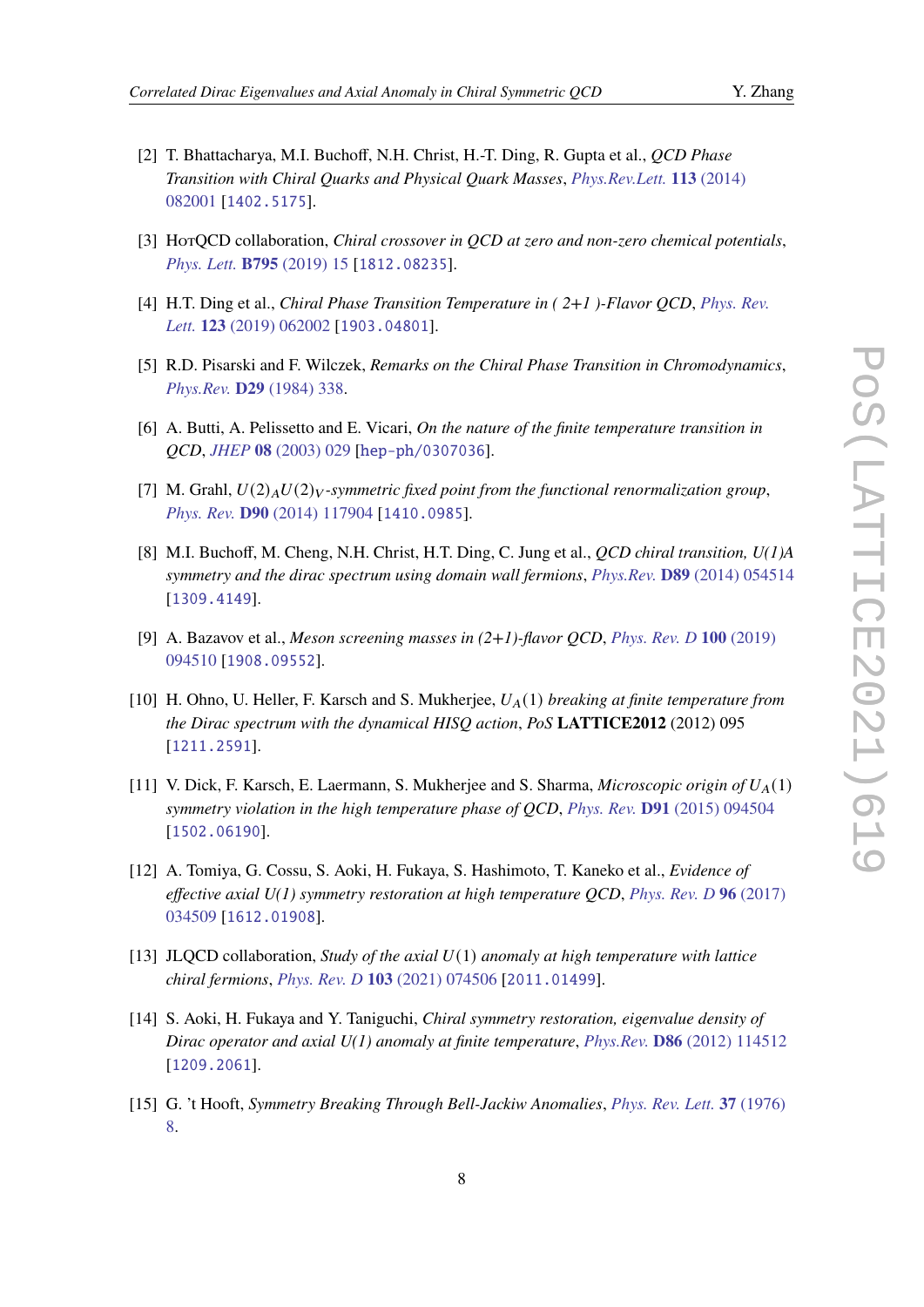[2] T. Bhattacharya, M.I. Buchoff, N.H. Christ, H.-T. Ding, R. Gupta et al., *QCD Phase Transition with Chiral Quarks and Physical Quark Masses*, Phys.Rev.Lett. **113** (2014) 082001 [1402.5175].

[3] HotQCD collaboration, *Chiral crossover in QCD at zero and non-zero chemical potentials*, Phys. Lett. **B795** (2019) 15 [1812.08235].

[4] H.T. Ding et al., *Chiral Phase Transition Temperature in ( 2+1 )-Flavor QCD*, Phys. Rev. Lett. **123** (2019) 062002 [1903.04801].

[5] R.D. Pisarski and F. Wilczek, *Remarks on the Chiral Phase Transition in Chromodynamics*, Phys.Rev. **D29** (1984) 338.

[6] A. Butti, A. Pelissetto and E. Vicari, *On the nature of the finite temperature transition in QCD*, JHEP **08** (2003) 029 [hep-ph/0307036].

[7] M. Grahl, *$U(2)_A U(2)_V$-symmetric fixed point from the functional renormalization group*, Phys. Rev. **D90** (2014) 117904 [1410.0985].

[8] M.I. Buchoff, M. Cheng, N.H. Christ, H.T. Ding, C. Jung et al., *QCD chiral transition, U(1)A symmetry and the dirac spectrum using domain wall fermions*, Phys.Rev. **D89** (2014) 054514 [1309.4149].

[9] A. Bazavov et al., *Meson screening masses in (2+1)-flavor QCD*, Phys. Rev. D **100** (2019) 094510 [1908.09552].

[10] H. Ohno, U. Heller, F. Karsch and S. Mukherjee, *$U_A(1)$ breaking at finite temperature from the Dirac spectrum with the dynamical HISQ action*, PoS **LATTICE2012** (2012) 095 [1211.2591].

[11] V. Dick, F. Karsch, E. Laermann, S. Mukherjee and S. Sharma, *Microscopic origin of $U_A(1)$ symmetry violation in the high temperature phase of QCD*, Phys. Rev. **D91** (2015) 094504 [1502.06190].

[12] A. Tomiya, G. Cossu, S. Aoki, H. Fukaya, S. Hashimoto, T. Kaneko et al., *Evidence of effective axial U(1) symmetry restoration at high temperature QCD*, Phys. Rev. D **96** (2017) 034509 [1612.01908].

[13] JLQCD collaboration, *Study of the axial $U(1)$ anomaly at high temperature with lattice chiral fermions*, Phys. Rev. D **103** (2021) 074506 [2011.01499].

[14] S. Aoki, H. Fukaya and Y. Taniguchi, *Chiral symmetry restoration, eigenvalue density of Dirac operator and axial U(1) anomaly at finite temperature*, Phys.Rev. **D86** (2012) 114512 [1209.2061].

[15] G. 't Hooft, *Symmetry Breaking Through Bell-Jackiw Anomalies*, Phys. Rev. Lett. **37** (1976) 8.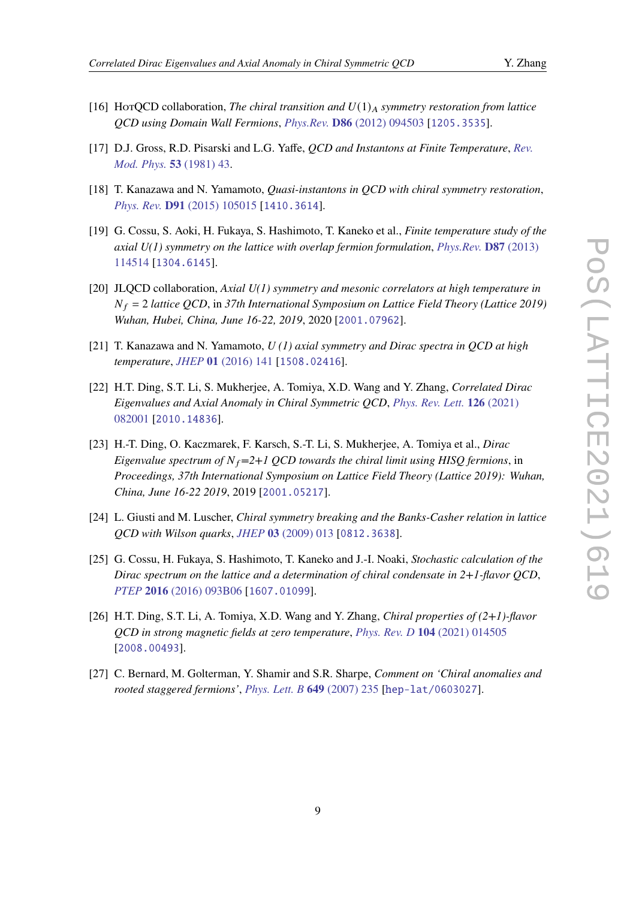[16] HotQCD collaboration, *The chiral transition and $U(1)_A$ symmetry restoration from lattice QCD using Domain Wall Fermions*, *Phys.Rev.* **D86** (2012) 094503 [1205.3535].

[17] D.J. Gross, R.D. Pisarski and L.G. Yaffe, *QCD and Instantons at Finite Temperature*, *Rev. Mod. Phys.* **53** (1981) 43.

[18] T. Kanazawa and N. Yamamoto, *Quasi-instantons in QCD with chiral symmetry restoration*, *Phys. Rev.* **D91** (2015) 105015 [1410.3614].

[19] G. Cossu, S. Aoki, H. Fukaya, S. Hashimoto, T. Kaneko et al., *Finite temperature study of the axial U(1) symmetry on the lattice with overlap fermion formulation*, *Phys.Rev.* **D87** (2013) 114514 [1304.6145].

[20] JLQCD collaboration, *Axial U(1) symmetry and mesonic correlators at high temperature in $N_f = 2$ lattice QCD*, in *37th International Symposium on Lattice Field Theory (Lattice 2019) Wuhan, Hubei, China, June 16-22, 2019*, 2020 [2001.07962].

[21] T. Kanazawa and N. Yamamoto, *U (1) axial symmetry and Dirac spectra in QCD at high temperature*, *JHEP* **01** (2016) 141 [1508.02416].

[22] H.T. Ding, S.T. Li, S. Mukherjee, A. Tomiya, X.D. Wang and Y. Zhang, *Correlated Dirac Eigenvalues and Axial Anomaly in Chiral Symmetric QCD*, *Phys. Rev. Lett.* **126** (2021) 082001 [2010.14836].

[23] H.-T. Ding, O. Kaczmarek, F. Karsch, S.-T. Li, S. Mukherjee, A. Tomiya et al., *Dirac Eigenvalue spectrum of $N_f$=2+1 QCD towards the chiral limit using HISQ fermions*, in *Proceedings, 37th International Symposium on Lattice Field Theory (Lattice 2019): Wuhan, China, June 16-22 2019*, 2019 [2001.05217].

[24] L. Giusti and M. Luscher, *Chiral symmetry breaking and the Banks-Casher relation in lattice QCD with Wilson quarks*, *JHEP* **03** (2009) 013 [0812.3638].

[25] G. Cossu, H. Fukaya, S. Hashimoto, T. Kaneko and J.-I. Noaki, *Stochastic calculation of the Dirac spectrum on the lattice and a determination of chiral condensate in 2+1-flavor QCD*, *PTEP* **2016** (2016) 093B06 [1607.01099].

[26] H.T. Ding, S.T. Li, A. Tomiya, X.D. Wang and Y. Zhang, *Chiral properties of (2+1)-flavor QCD in strong magnetic fields at zero temperature*, *Phys. Rev. D* **104** (2021) 014505 [2008.00493].

[27] C. Bernard, M. Golterman, Y. Shamir and S.R. Sharpe, *Comment on 'Chiral anomalies and rooted staggered fermions'*, *Phys. Lett. B* **649** (2007) 235 [hep-lat/0603027].